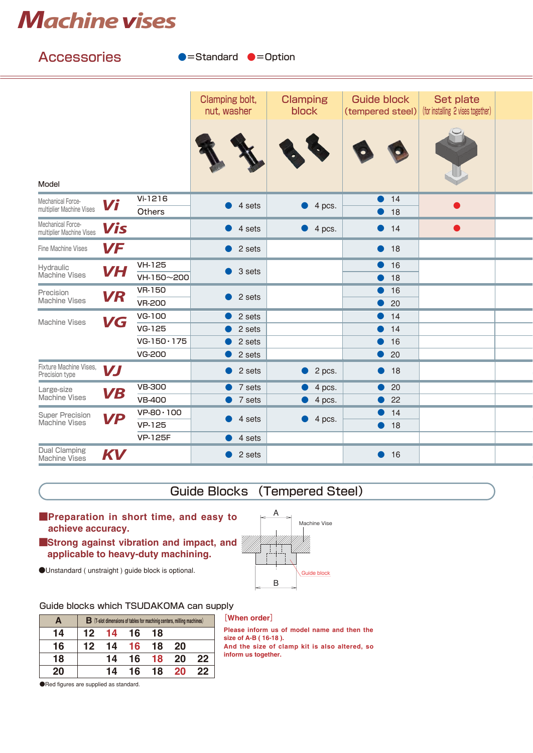# Machine vises

## Accessories

●=Standard ●=Option

| Model | | | Clamping bolt, nut, washer | Clamping block | Guide block (tempered steel) | Set plate (for installing 2 vises together) |
|---|---|---|---|---|---|---|
| Mechanical Force-multiplier Machine Vises | Vi | Vi-1216 | ● 4 sets | ● 4 pcs. | ● 14 | ● |
| | | Others | | | ● 18 | |
| Mechanical Force-multiplier Machine Vises | Vis | | ● 4 sets | ● 4 pcs. | ● 14 | ● |
| Fine Machine Vises | VF | | ● 2 sets | | ● 18 | |
| Hydraulic Machine Vises | VH | VH-125 | ● 3 sets | | ● 16 | |
| | | VH-150~200 | | | ● 18 | |
| Precision Machine Vises | VR | VR-150 | ● 2 sets | | ● 16 | |
| | | VR-200 | | | ● 20 | |
| Machine Vises | VG | VG-100 | ● 2 sets | | ● 14 | |
| | | VG-125 | ● 2 sets | | ● 14 | |
| | | VG-150・175 | ● 2 sets | | ● 16 | |
| | | VG-200 | ● 2 sets | | ● 20 | |
| Fixture Machine Vises, Precision type | VJ | | ● 2 sets | ● 2 pcs. | ● 18 | |
| Large-size Machine Vises | VB | VB-300 | ● 7 sets | ● 4 pcs. | ● 20 | |
| | | VB-400 | ● 7 sets | ● 4 pcs. | ● 22 | |
| Super Precision Machine Vises | VP | VP-80・100 | ● 4 sets | ● 4 pcs. | ● 14 | |
| | | VP-125 | | | ● 18 | |
| | | VP-125F | ● 4 sets | | | |
| Dual Clamping Machine Vises | KV | | ● 2 sets | | ● 16 | |

## Guide Blocks (Tempered Steel)

**■Preparation in short time, and easy to achieve accuracy.**

**■Strong against vibration and impact, and applicable to heavy-duty machining.**

●Unstandard ( unstraight ) guide block is optional.

A

Machine Vise

Guide block

B

Guide blocks which TSUDAKOMA can supply

| A | B (T-slot dimensions of tables for machining centers, milling machines) | | | | | |
|---|---|---|---|---|---|---|
| 14 | 12 | 14 | 16 | 18 | | |
| 16 | 12 | 14 | 16 | 18 | 20 | |
| 18 | | 14 | 16 | 18 | 20 | 22 |
| 20 | | 14 | 16 | 18 | 20 | 22 |

●Red figures are supplied as standard.

[When order]

**Please inform us of model name and then the size of A-B ( 16-18 ).**
**And the size of clamp kit is also altered, so inform us together.**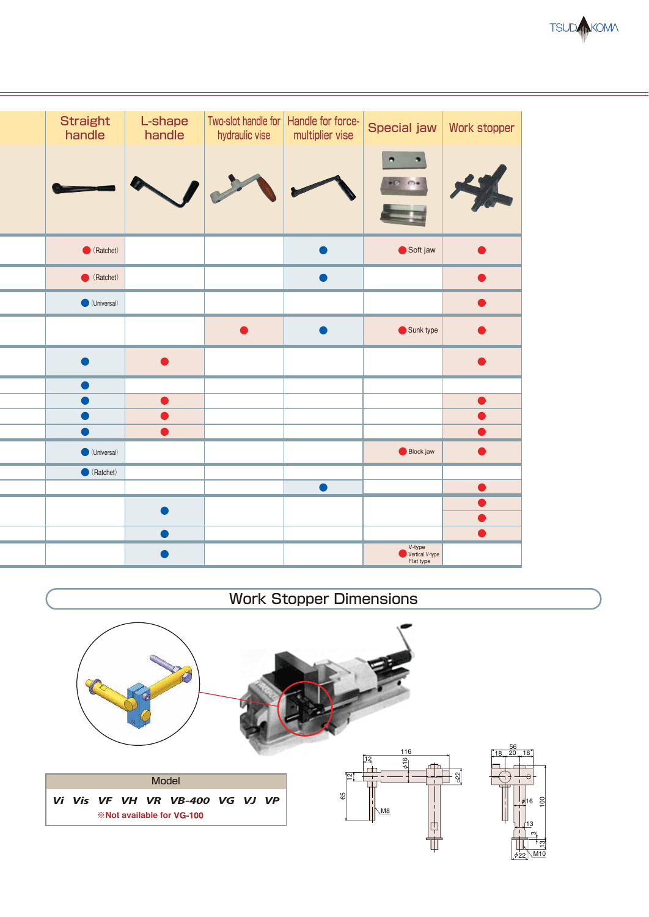| | Straight handle | L-shape handle | Two-slot handle for hydraulic vise | Handle for force-multiplier vise | Special jaw | Work stopper |
|---|---|---|---|---|---|---|
| | ● (Ratchet) | | | ● | ● Soft jaw | ● |
| | ● (Ratchet) | | | ● | | ● |
| | ● (Universal) | | | | | ● |
| | | | ● | ● | ● Sunk type | ● |
| | ● | ● | | | | ● |
| | ● | | | | | |
| | ● | ● | | | | ● |
| | ● | ● | | | | ● |
| | ● | ● | | | | ● |
| | ● (Universal) | | | | ● Block jaw | ● |
| | ● (Ratchet) | | | | | |
| | | | | ● | | ● |
| | | ● | | | | ● |
| | | | | | | ● |
| | | ● | | | | ● |
| | | ● | | | ● V-type Vertical V-type Flat type | |

## Work Stopper Dimensions

| Model |
|---|
| *Vi Vis VF VH VR VB-400 VG VJ VP* |
| ※Not available for VG-100 |

116
12
φ16
12
φ22
65
M8

56
18 20 18
φ16
100
13
3
13
φ22
M10